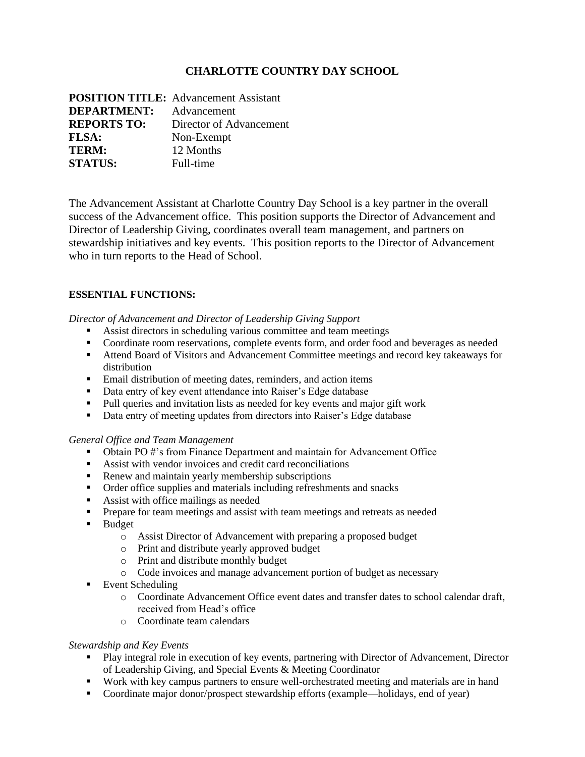# CHARLOTTE COUNTRY DAY SCHOOL

**POSITION TITLE:** Advancement Assistant
**DEPARTMENT:** Advancement
**REPORTS TO:** Director of Advancement
**FLSA:** Non-Exempt
**TERM:** 12 Months
**STATUS:** Full-time

The Advancement Assistant at Charlotte Country Day School is a key partner in the overall success of the Advancement office. This position supports the Director of Advancement and Director of Leadership Giving, coordinates overall team management, and partners on stewardship initiatives and key events. This position reports to the Director of Advancement who in turn reports to the Head of School.

## ESSENTIAL FUNCTIONS:

*Director of Advancement and Director of Leadership Giving Support*

- Assist directors in scheduling various committee and team meetings
- Coordinate room reservations, complete events form, and order food and beverages as needed
- Attend Board of Visitors and Advancement Committee meetings and record key takeaways for distribution
- Email distribution of meeting dates, reminders, and action items
- Data entry of key event attendance into Raiser's Edge database
- Pull queries and invitation lists as needed for key events and major gift work
- Data entry of meeting updates from directors into Raiser's Edge database

*General Office and Team Management*

- Obtain PO #'s from Finance Department and maintain for Advancement Office
- Assist with vendor invoices and credit card reconciliations
- Renew and maintain yearly membership subscriptions
- Order office supplies and materials including refreshments and snacks
- Assist with office mailings as needed
- Prepare for team meetings and assist with team meetings and retreats as needed
- Budget
  - Assist Director of Advancement with preparing a proposed budget
  - Print and distribute yearly approved budget
  - Print and distribute monthly budget
  - Code invoices and manage advancement portion of budget as necessary
- Event Scheduling
  - Coordinate Advancement Office event dates and transfer dates to school calendar draft, received from Head's office
  - Coordinate team calendars

*Stewardship and Key Events*

- Play integral role in execution of key events, partnering with Director of Advancement, Director of Leadership Giving, and Special Events & Meeting Coordinator
- Work with key campus partners to ensure well-orchestrated meeting and materials are in hand
- Coordinate major donor/prospect stewardship efforts (example—holidays, end of year)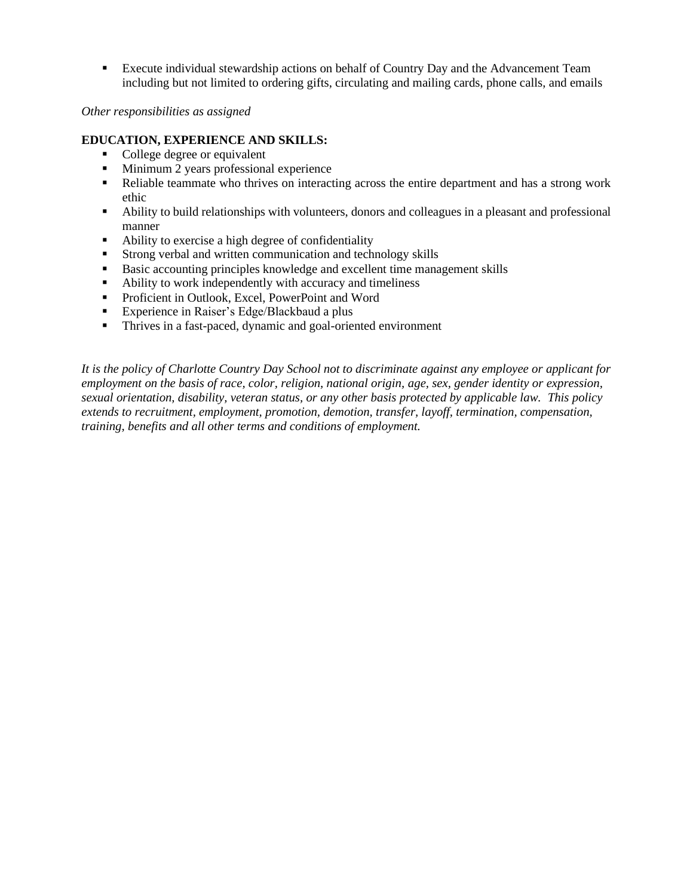- Execute individual stewardship actions on behalf of Country Day and the Advancement Team including but not limited to ordering gifts, circulating and mailing cards, phone calls, and emails

*Other responsibilities as assigned*

**EDUCATION, EXPERIENCE AND SKILLS:**

- College degree or equivalent
- Minimum 2 years professional experience
- Reliable teammate who thrives on interacting across the entire department and has a strong work ethic
- Ability to build relationships with volunteers, donors and colleagues in a pleasant and professional manner
- Ability to exercise a high degree of confidentiality
- Strong verbal and written communication and technology skills
- Basic accounting principles knowledge and excellent time management skills
- Ability to work independently with accuracy and timeliness
- Proficient in Outlook, Excel, PowerPoint and Word
- Experience in Raiser's Edge/Blackbaud a plus
- Thrives in a fast-paced, dynamic and goal-oriented environment

*It is the policy of Charlotte Country Day School not to discriminate against any employee or applicant for employment on the basis of race, color, religion, national origin, age, sex, gender identity or expression, sexual orientation, disability, veteran status, or any other basis protected by applicable law. This policy extends to recruitment, employment, promotion, demotion, transfer, layoff, termination, compensation, training, benefits and all other terms and conditions of employment.*